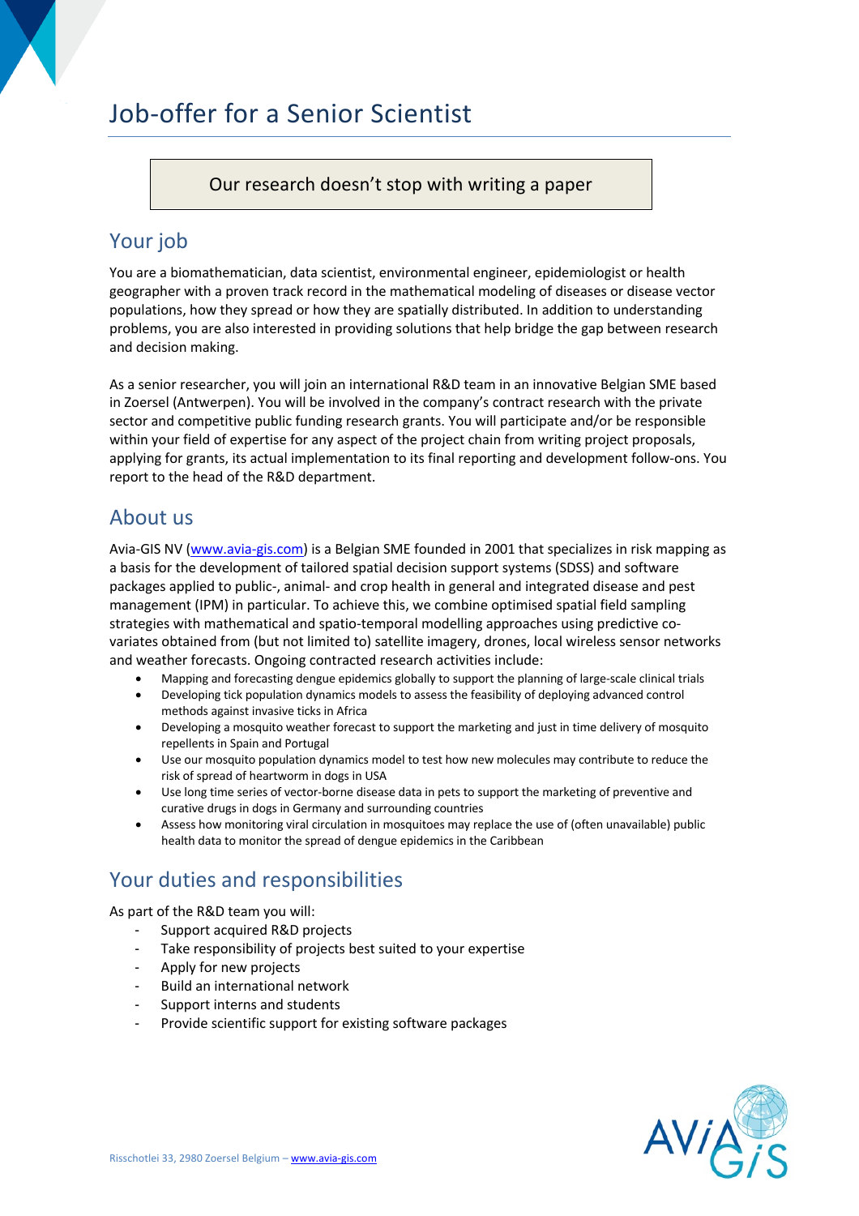# Job-offer for a Senior Scientist

> Our research doesn't stop with writing a paper

## Your job

You are a biomathematician, data scientist, environmental engineer, epidemiologist or health geographer with a proven track record in the mathematical modeling of diseases or disease vector populations, how they spread or how they are spatially distributed. In addition to understanding problems, you are also interested in providing solutions that help bridge the gap between research and decision making.

As a senior researcher, you will join an international R&D team in an innovative Belgian SME based in Zoersel (Antwerpen). You will be involved in the company's contract research with the private sector and competitive public funding research grants. You will participate and/or be responsible within your field of expertise for any aspect of the project chain from writing project proposals, applying for grants, its actual implementation to its final reporting and development follow-ons. You report to the head of the R&D department.

## About us

Avia-GIS NV (www.avia-gis.com) is a Belgian SME founded in 2001 that specializes in risk mapping as a basis for the development of tailored spatial decision support systems (SDSS) and software packages applied to public-, animal- and crop health in general and integrated disease and pest management (IPM) in particular. To achieve this, we combine optimised spatial field sampling strategies with mathematical and spatio-temporal modelling approaches using predictive co-variates obtained from (but not limited to) satellite imagery, drones, local wireless sensor networks and weather forecasts. Ongoing contracted research activities include:

- Mapping and forecasting dengue epidemics globally to support the planning of large-scale clinical trials
- Developing tick population dynamics models to assess the feasibility of deploying advanced control methods against invasive ticks in Africa
- Developing a mosquito weather forecast to support the marketing and just in time delivery of mosquito repellents in Spain and Portugal
- Use our mosquito population dynamics model to test how new molecules may contribute to reduce the risk of spread of heartworm in dogs in USA
- Use long time series of vector-borne disease data in pets to support the marketing of preventive and curative drugs in dogs in Germany and surrounding countries
- Assess how monitoring viral circulation in mosquitoes may replace the use of (often unavailable) public health data to monitor the spread of dengue epidemics in the Caribbean

## Your duties and responsibilities

As part of the R&D team you will:

- Support acquired R&D projects
- Take responsibility of projects best suited to your expertise
- Apply for new projects
- Build an international network
- Support interns and students
- Provide scientific support for existing software packages

Risschotlei 33, 2980 Zoersel Belgium – www.avia-gis.com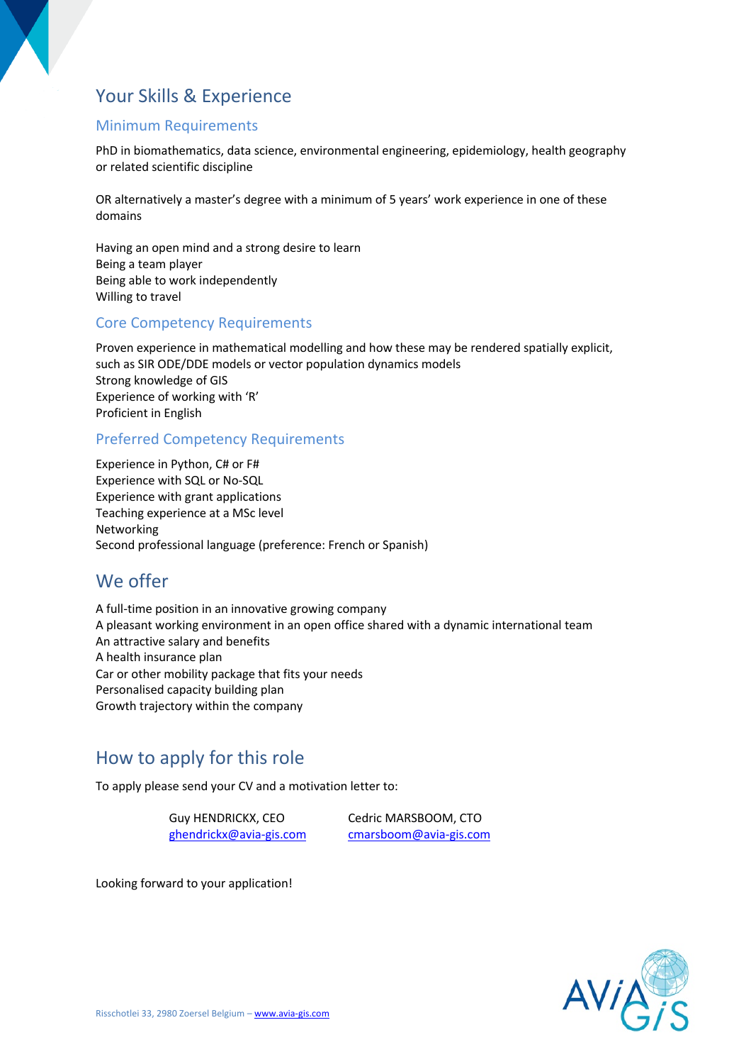## Your Skills & Experience

### Minimum Requirements

PhD in biomathematics, data science, environmental engineering, epidemiology, health geography or related scientific discipline

OR alternatively a master's degree with a minimum of 5 years' work experience in one of these domains

Having an open mind and a strong desire to learn
Being a team player
Being able to work independently
Willing to travel

### Core Competency Requirements

Proven experience in mathematical modelling and how these may be rendered spatially explicit, such as SIR ODE/DDE models or vector population dynamics models
Strong knowledge of GIS
Experience of working with 'R'
Proficient in English

### Preferred Competency Requirements

Experience in Python, C# or F#
Experience with SQL or No-SQL
Experience with grant applications
Teaching experience at a MSc level
Networking
Second professional language (preference: French or Spanish)

## We offer

A full-time position in an innovative growing company
A pleasant working environment in an open office shared with a dynamic international team
An attractive salary and benefits
A health insurance plan
Car or other mobility package that fits your needs
Personalised capacity building plan
Growth trajectory within the company

## How to apply for this role

To apply please send your CV and a motivation letter to:

Guy HENDRICKX, CEO
ghendrickx@avia-gis.com

Cedric MARSBOOM, CTO
cmarsboom@avia-gis.com

Looking forward to your application!

Risschotlei 33, 2980 Zoersel Belgium – www.avia-gis.com